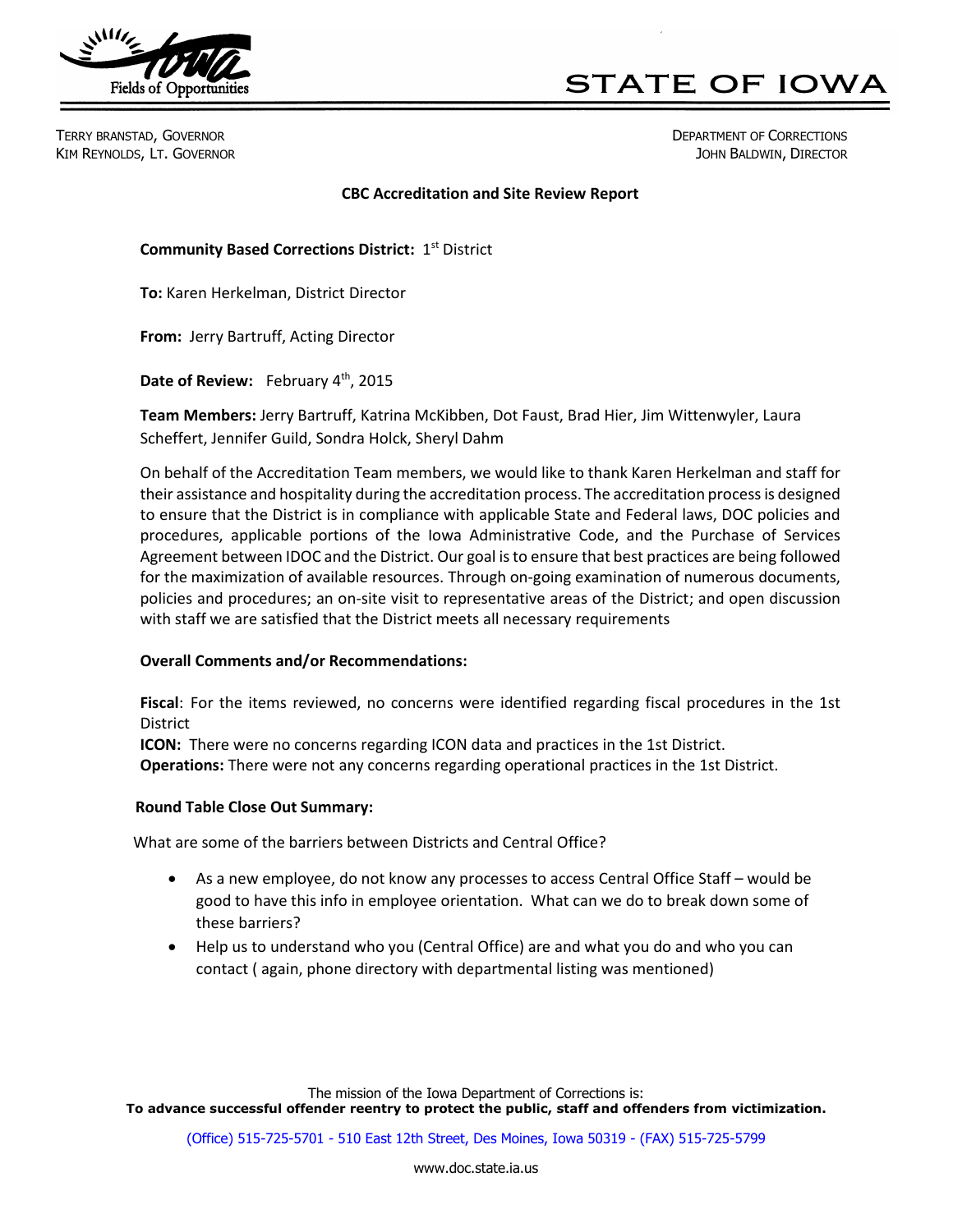Fields of Opportunities

# STATE OF IOWA

TERRY BRANSTAD, GOVERNOR
KIM REYNOLDS, LT. GOVERNOR

DEPARTMENT OF CORRECTIONS
JOHN BALDWIN, DIRECTOR

## CBC Accreditation and Site Review Report

**Community Based Corrections District:** 1st District

**To:** Karen Herkelman, District Director

**From:** Jerry Bartruff, Acting Director

**Date of Review:** February 4th, 2015

**Team Members:** Jerry Bartruff, Katrina McKibben, Dot Faust, Brad Hier, Jim Wittenwyler, Laura Scheffert, Jennifer Guild, Sondra Holck, Sheryl Dahm

On behalf of the Accreditation Team members, we would like to thank Karen Herkelman and staff for their assistance and hospitality during the accreditation process. The accreditation process is designed to ensure that the District is in compliance with applicable State and Federal laws, DOC policies and procedures, applicable portions of the Iowa Administrative Code, and the Purchase of Services Agreement between IDOC and the District. Our goal is to ensure that best practices are being followed for the maximization of available resources. Through on-going examination of numerous documents, policies and procedures; an on-site visit to representative areas of the District; and open discussion with staff we are satisfied that the District meets all necessary requirements

### Overall Comments and/or Recommendations:

**Fiscal**: For the items reviewed, no concerns were identified regarding fiscal procedures in the 1st District
**ICON:** There were no concerns regarding ICON data and practices in the 1st District.
**Operations:** There were not any concerns regarding operational practices in the 1st District.

### Round Table Close Out Summary:

What are some of the barriers between Districts and Central Office?

- As a new employee, do not know any processes to access Central Office Staff – would be good to have this info in employee orientation. What can we do to break down some of these barriers?
- Help us to understand who you (Central Office) are and what you do and who you can contact ( again, phone directory with departmental listing was mentioned)

The mission of the Iowa Department of Corrections is:
**To advance successful offender reentry to protect the public, staff and offenders from victimization.**

(Office) 515-725-5701 - 510 East 12th Street, Des Moines, Iowa 50319 - (FAX) 515-725-5799

www.doc.state.ia.us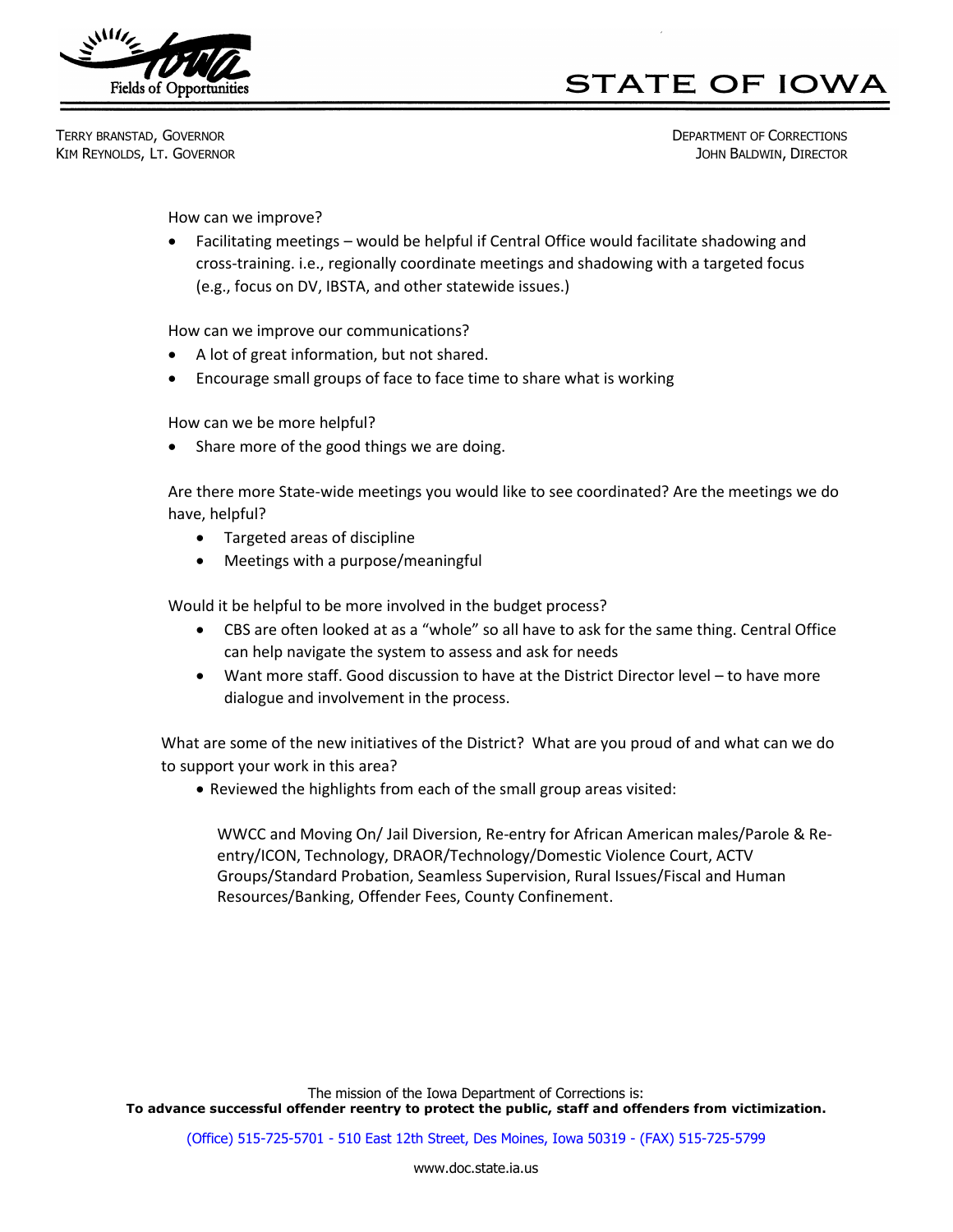How can we improve?

- Facilitating meetings – would be helpful if Central Office would facilitate shadowing and cross-training. i.e., regionally coordinate meetings and shadowing with a targeted focus (e.g., focus on DV, IBSTA, and other statewide issues.)

How can we improve our communications?

- A lot of great information, but not shared.
- Encourage small groups of face to face time to share what is working

How can we be more helpful?

- Share more of the good things we are doing.

Are there more State-wide meetings you would like to see coordinated? Are the meetings we do have, helpful?

- Targeted areas of discipline
- Meetings with a purpose/meaningful

Would it be helpful to be more involved in the budget process?

- CBS are often looked at as a "whole" so all have to ask for the same thing. Central Office can help navigate the system to assess and ask for needs
- Want more staff. Good discussion to have at the District Director level – to have more dialogue and involvement in the process.

What are some of the new initiatives of the District? What are you proud of and what can we do to support your work in this area?

- Reviewed the highlights from each of the small group areas visited:

  WWCC and Moving On/ Jail Diversion, Re-entry for African American males/Parole & Re-entry/ICON, Technology, DRAOR/Technology/Domestic Violence Court, ACTV Groups/Standard Probation, Seamless Supervision, Rural Issues/Fiscal and Human Resources/Banking, Offender Fees, County Confinement.